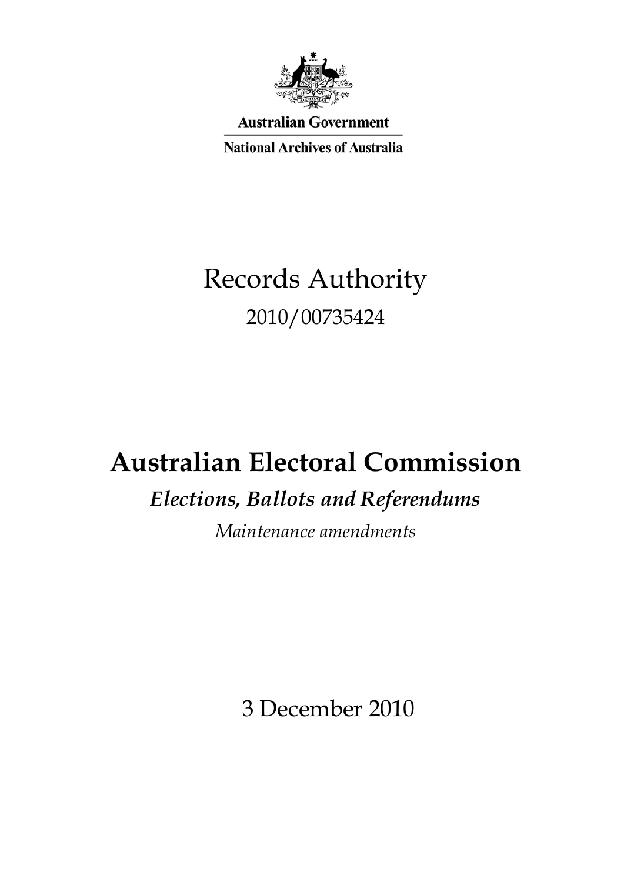Australian Government

National Archives of Australia

# Records Authority

2010/00735424

# Australian Electoral Commission

## *Elections, Ballots and Referendums*

*Maintenance amendments*

3 December 2010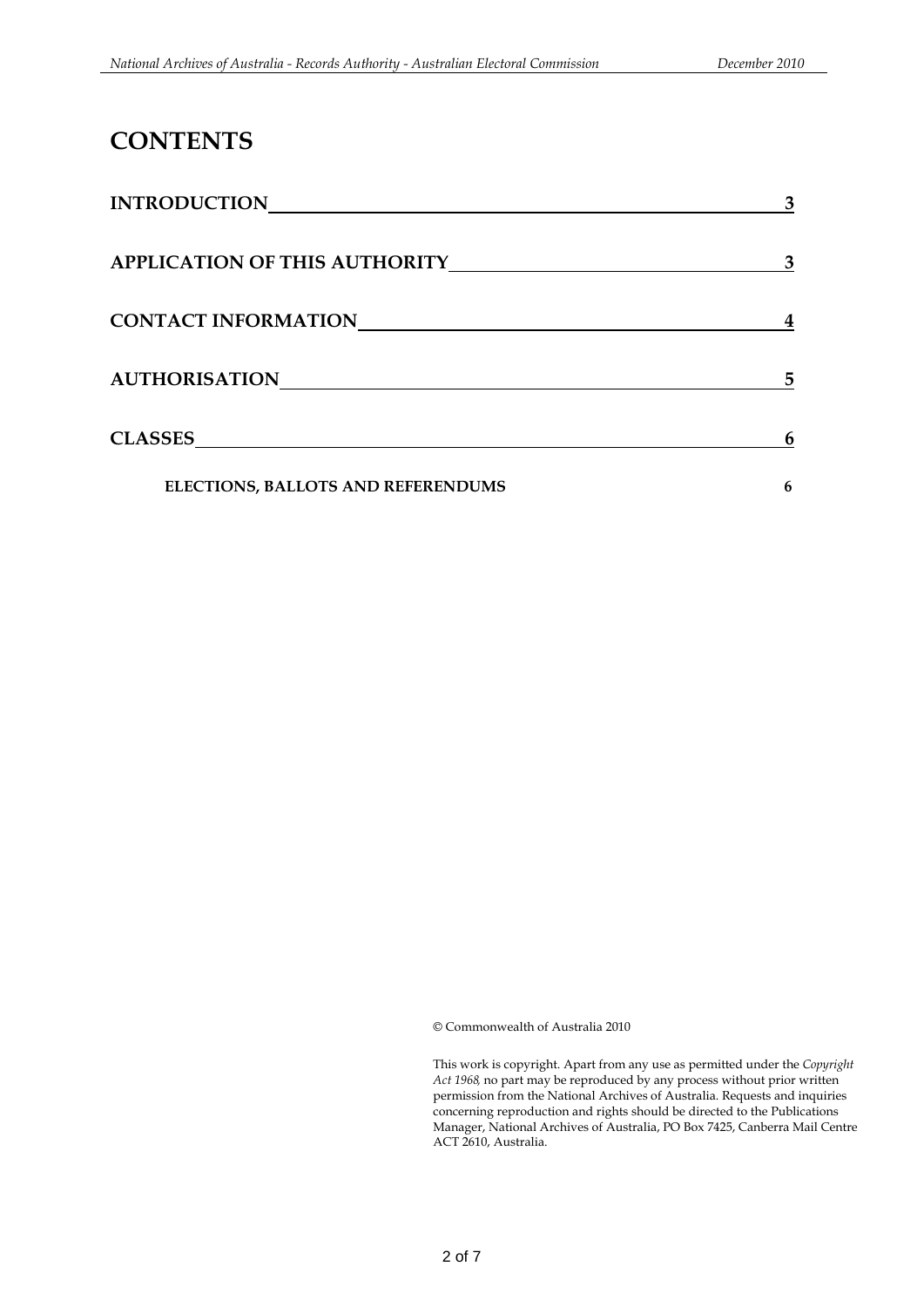# CONTENTS

| | |
|---|---|
| **INTRODUCTION** | **3** |
| **APPLICATION OF THIS AUTHORITY** | **3** |
| **CONTACT INFORMATION** | **4** |
| **AUTHORISATION** | **5** |
| **CLASSES** | **6** |
| **ELECTIONS, BALLOTS AND REFERENDUMS** | **6** |

© Commonwealth of Australia 2010

This work is copyright. Apart from any use as permitted under the *Copyright Act 1968,* no part may be reproduced by any process without prior written permission from the National Archives of Australia. Requests and inquiries concerning reproduction and rights should be directed to the Publications Manager, National Archives of Australia, PO Box 7425, Canberra Mail Centre ACT 2610, Australia.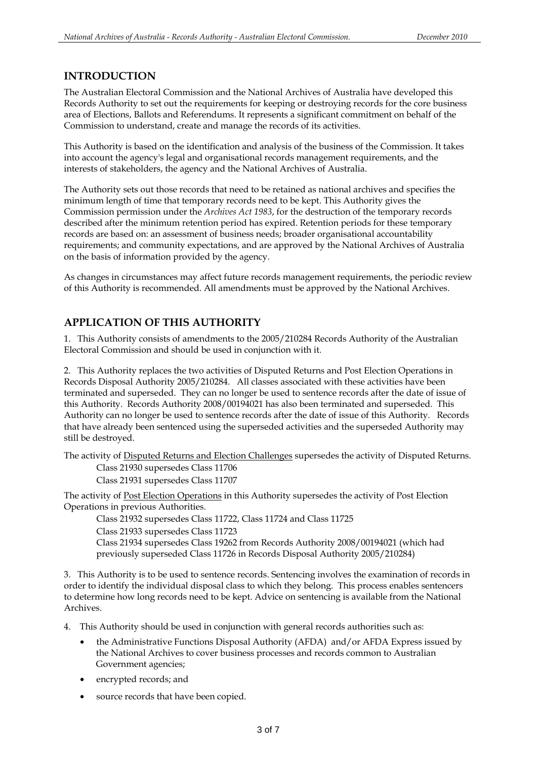## INTRODUCTION

The Australian Electoral Commission and the National Archives of Australia have developed this Records Authority to set out the requirements for keeping or destroying records for the core business area of Elections, Ballots and Referendums. It represents a significant commitment on behalf of the Commission to understand, create and manage the records of its activities.

This Authority is based on the identification and analysis of the business of the Commission. It takes into account the agency's legal and organisational records management requirements, and the interests of stakeholders, the agency and the National Archives of Australia.

The Authority sets out those records that need to be retained as national archives and specifies the minimum length of time that temporary records need to be kept. This Authority gives the Commission permission under the *Archives Act 1983*, for the destruction of the temporary records described after the minimum retention period has expired. Retention periods for these temporary records are based on: an assessment of business needs; broader organisational accountability requirements; and community expectations, and are approved by the National Archives of Australia on the basis of information provided by the agency.

As changes in circumstances may affect future records management requirements, the periodic review of this Authority is recommended. All amendments must be approved by the National Archives.

## APPLICATION OF THIS AUTHORITY

1. This Authority consists of amendments to the 2005/210284 Records Authority of the Australian Electoral Commission and should be used in conjunction with it.

2. This Authority replaces the two activities of Disputed Returns and Post Election Operations in Records Disposal Authority 2005/210284. All classes associated with these activities have been terminated and superseded. They can no longer be used to sentence records after the date of issue of this Authority. Records Authority 2008/00194021 has also been terminated and superseded. This Authority can no longer be used to sentence records after the date of issue of this Authority. Records that have already been sentenced using the superseded activities and the superseded Authority may still be destroyed.

The activity of <u>Disputed Returns and Election Challenges</u> supersedes the activity of Disputed Returns.

Class 21930 supersedes Class 11706

Class 21931 supersedes Class 11707

The activity of <u>Post Election Operations</u> in this Authority supersedes the activity of Post Election Operations in previous Authorities.

Class 21932 supersedes Class 11722, Class 11724 and Class 11725

Class 21933 supersedes Class 11723

Class 21934 supersedes Class 19262 from Records Authority 2008/00194021 (which had previously superseded Class 11726 in Records Disposal Authority 2005/210284)

3. This Authority is to be used to sentence records. Sentencing involves the examination of records in order to identify the individual disposal class to which they belong. This process enables sentencers to determine how long records need to be kept. Advice on sentencing is available from the National Archives.

4. This Authority should be used in conjunction with general records authorities such as:

- the Administrative Functions Disposal Authority (AFDA) and/or AFDA Express issued by the National Archives to cover business processes and records common to Australian Government agencies;
- encrypted records; and
- source records that have been copied.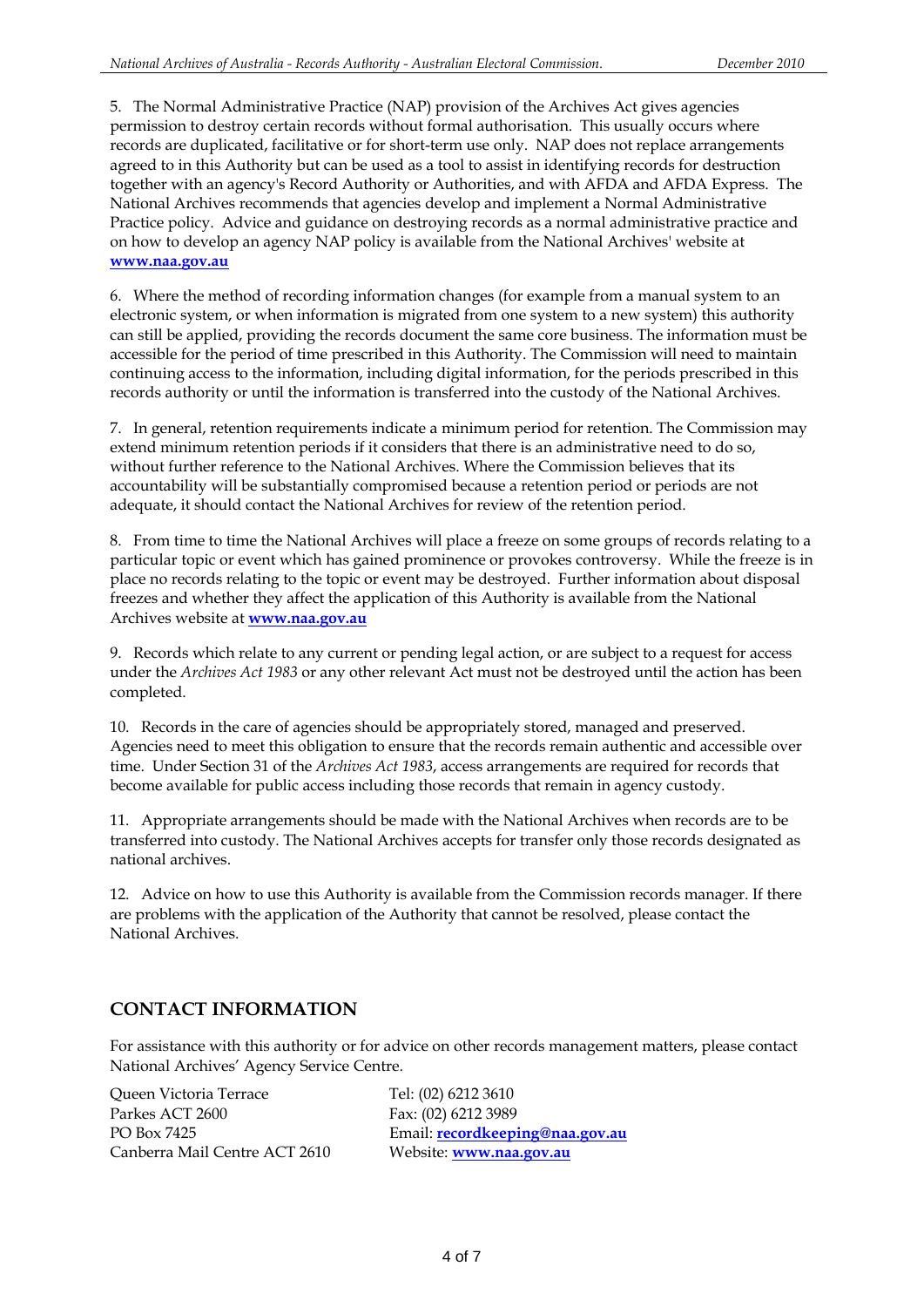5. The Normal Administrative Practice (NAP) provision of the Archives Act gives agencies permission to destroy certain records without formal authorisation. This usually occurs where records are duplicated, facilitative or for short-term use only. NAP does not replace arrangements agreed to in this Authority but can be used as a tool to assist in identifying records for destruction together with an agency's Record Authority or Authorities, and with AFDA and AFDA Express. The National Archives recommends that agencies develop and implement a Normal Administrative Practice policy. Advice and guidance on destroying records as a normal administrative practice and on how to develop an agency NAP policy is available from the National Archives' website at **www.naa.gov.au**

6. Where the method of recording information changes (for example from a manual system to an electronic system, or when information is migrated from one system to a new system) this authority can still be applied, providing the records document the same core business. The information must be accessible for the period of time prescribed in this Authority. The Commission will need to maintain continuing access to the information, including digital information, for the periods prescribed in this records authority or until the information is transferred into the custody of the National Archives.

7. In general, retention requirements indicate a minimum period for retention. The Commission may extend minimum retention periods if it considers that there is an administrative need to do so, without further reference to the National Archives. Where the Commission believes that its accountability will be substantially compromised because a retention period or periods are not adequate, it should contact the National Archives for review of the retention period.

8. From time to time the National Archives will place a freeze on some groups of records relating to a particular topic or event which has gained prominence or provokes controversy. While the freeze is in place no records relating to the topic or event may be destroyed. Further information about disposal freezes and whether they affect the application of this Authority is available from the National Archives website at **www.naa.gov.au**

9. Records which relate to any current or pending legal action, or are subject to a request for access under the *Archives Act 1983* or any other relevant Act must not be destroyed until the action has been completed.

10. Records in the care of agencies should be appropriately stored, managed and preserved. Agencies need to meet this obligation to ensure that the records remain authentic and accessible over time. Under Section 31 of the *Archives Act 1983*, access arrangements are required for records that become available for public access including those records that remain in agency custody.

11. Appropriate arrangements should be made with the National Archives when records are to be transferred into custody. The National Archives accepts for transfer only those records designated as national archives.

12. Advice on how to use this Authority is available from the Commission records manager. If there are problems with the application of the Authority that cannot be resolved, please contact the National Archives.

## CONTACT INFORMATION

For assistance with this authority or for advice on other records management matters, please contact National Archives' Agency Service Centre.

Queen Victoria Terrace
Parkes ACT 2600
PO Box 7425
Canberra Mail Centre ACT 2610

Tel: (02) 6212 3610
Fax: (02) 6212 3989
Email: **recordkeeping@naa.gov.au**
Website: **www.naa.gov.au**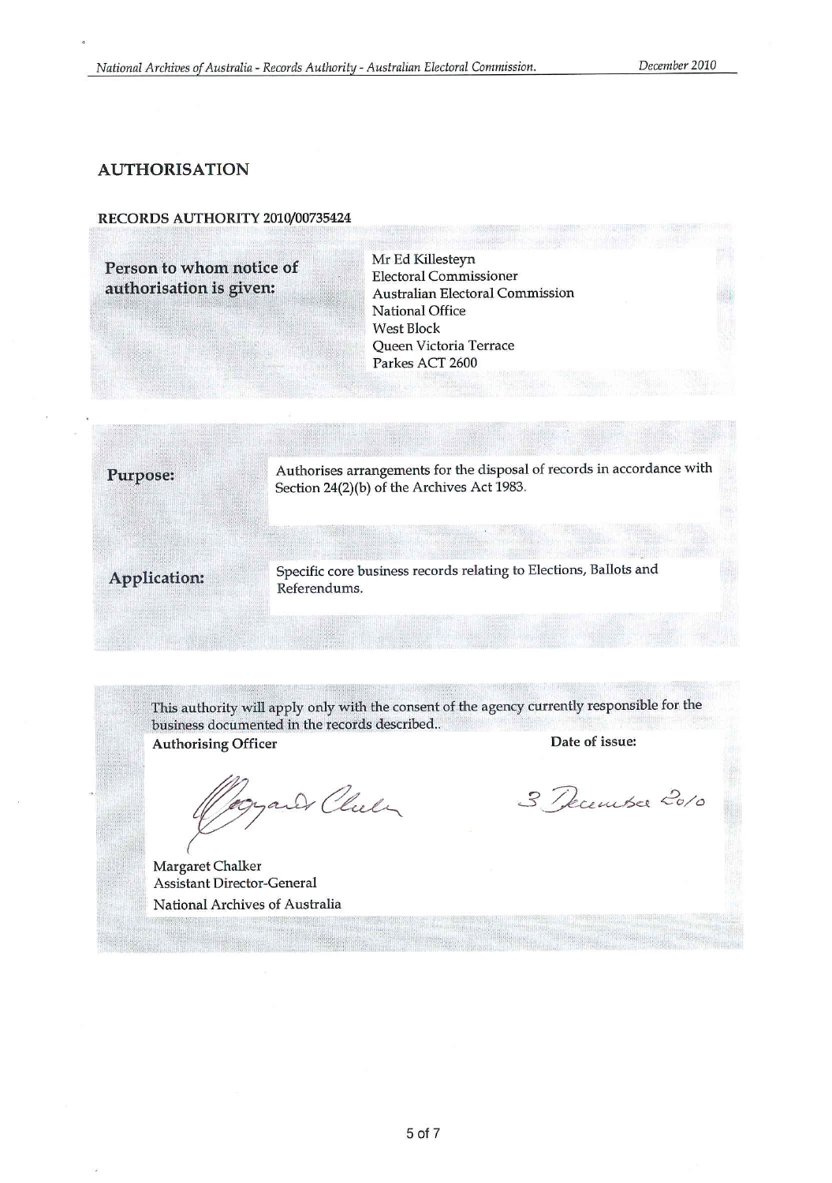## AUTHORISATION

### RECORDS AUTHORITY 2010/00735424

| | |
|---|---|
| **Person to whom notice of authorisation is given:** | Mr Ed Killesteyn<br>Electoral Commissioner<br>Australian Electoral Commission<br>National Office<br>West Block<br>Queen Victoria Terrace<br>Parkes ACT 2600 |

| | |
|---|---|
| **Purpose:** | Authorises arrangements for the disposal of records in accordance with Section 24(2)(b) of the Archives Act 1983. |
| **Application:** | Specific core business records relating to Elections, Ballots and Referendums. |

This authority will apply only with the consent of the agency currently responsible for the business documented in the records described..

| **Authorising Officer** | **Date of issue:** |
|---|---|
| Margaret Chalker<br>Assistant Director-General<br>National Archives of Australia | 3 December 2010 |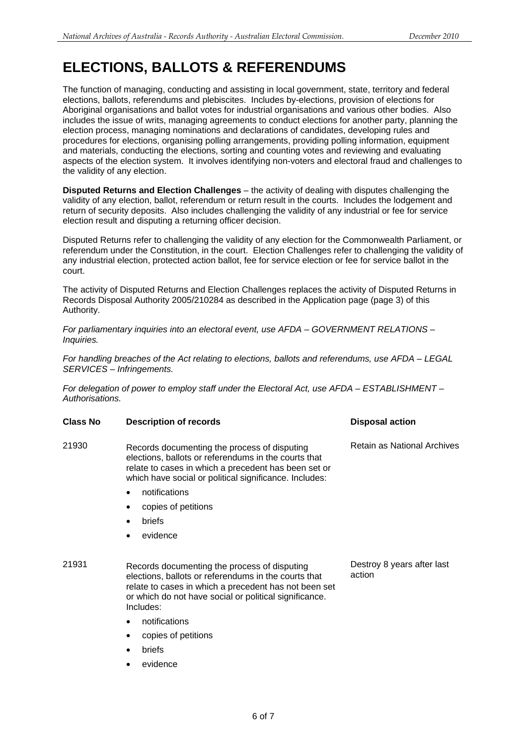# ELECTIONS, BALLOTS & REFERENDUMS

The function of managing, conducting and assisting in local government, state, territory and federal elections, ballots, referendums and plebiscites. Includes by-elections, provision of elections for Aboriginal organisations and ballot votes for industrial organisations and various other bodies. Also includes the issue of writs, managing agreements to conduct elections for another party, planning the election process, managing nominations and declarations of candidates, developing rules and procedures for elections, organising polling arrangements, providing polling information, equipment and materials, conducting the elections, sorting and counting votes and reviewing and evaluating aspects of the election system. It involves identifying non-voters and electoral fraud and challenges to the validity of any election.

**Disputed Returns and Election Challenges** – the activity of dealing with disputes challenging the validity of any election, ballot, referendum or return result in the courts. Includes the lodgement and return of security deposits. Also includes challenging the validity of any industrial or fee for service election result and disputing a returning officer decision.

Disputed Returns refer to challenging the validity of any election for the Commonwealth Parliament, or referendum under the Constitution, in the court. Election Challenges refer to challenging the validity of any industrial election, protected action ballot, fee for service election or fee for service ballot in the court.

The activity of Disputed Returns and Election Challenges replaces the activity of Disputed Returns in Records Disposal Authority 2005/210284 as described in the Application page (page 3) of this Authority.

*For parliamentary inquiries into an electoral event, use AFDA – GOVERNMENT RELATIONS – Inquiries.*

*For handling breaches of the Act relating to elections, ballots and referendums, use AFDA – LEGAL SERVICES – Infringements.*

*For delegation of power to employ staff under the Electoral Act, use AFDA – ESTABLISHMENT – Authorisations.*

| Class No | Description of records | Disposal action |
|---|---|---|
| 21930 | Records documenting the process of disputing elections, ballots or referendums in the courts that relate to cases in which a precedent has been set or which have social or political significance. Includes:<br>• notifications<br>• copies of petitions<br>• briefs<br>• evidence | Retain as National Archives |
| 21931 | Records documenting the process of disputing elections, ballots or referendums in the courts that relate to cases in which a precedent has not been set or which do not have social or political significance. Includes:<br>• notifications<br>• copies of petitions<br>• briefs<br>• evidence | Destroy 8 years after last action |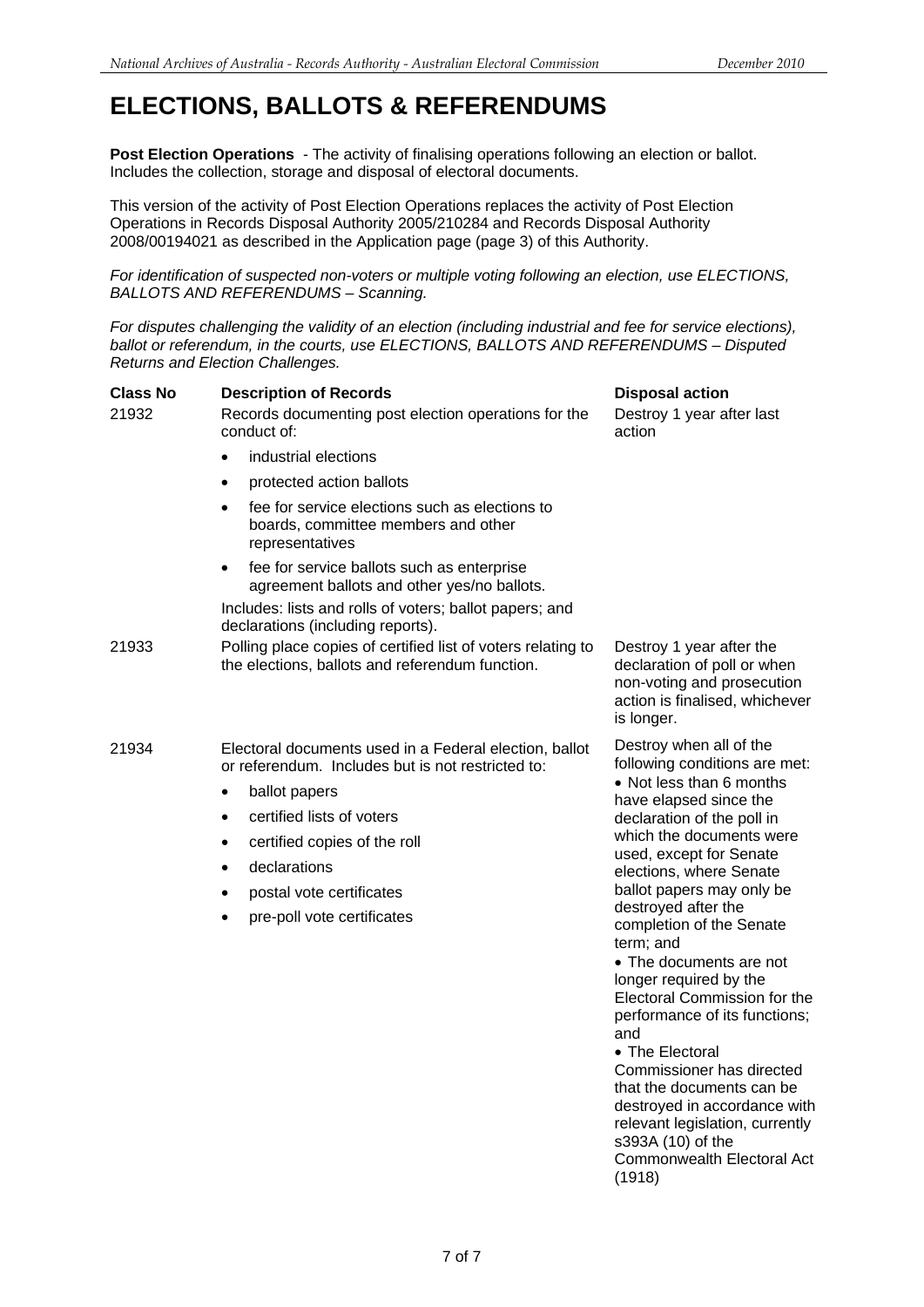# ELECTIONS, BALLOTS & REFERENDUMS

**Post Election Operations** - The activity of finalising operations following an election or ballot. Includes the collection, storage and disposal of electoral documents.

This version of the activity of Post Election Operations replaces the activity of Post Election Operations in Records Disposal Authority 2005/210284 and Records Disposal Authority 2008/00194021 as described in the Application page (page 3) of this Authority.

*For identification of suspected non-voters or multiple voting following an election, use ELECTIONS, BALLOTS AND REFERENDUMS – Scanning.*

*For disputes challenging the validity of an election (including industrial and fee for service elections), ballot or referendum, in the courts, use ELECTIONS, BALLOTS AND REFERENDUMS – Disputed Returns and Election Challenges.*

| Class No | Description of Records | Disposal action |
|---|---|---|
| 21932 | Records documenting post election operations for the conduct of:<br>• industrial elections<br>• protected action ballots<br>• fee for service elections such as elections to boards, committee members and other representatives<br>• fee for service ballots such as enterprise agreement ballots and other yes/no ballots.<br>Includes: lists and rolls of voters; ballot papers; and declarations (including reports). | Destroy 1 year after last action |
| 21933 | Polling place copies of certified list of voters relating to the elections, ballots and referendum function. | Destroy 1 year after the declaration of poll or when non-voting and prosecution action is finalised, whichever is longer. |
| 21934 | Electoral documents used in a Federal election, ballot or referendum. Includes but is not restricted to:<br>• ballot papers<br>• certified lists of voters<br>• certified copies of the roll<br>• declarations<br>• postal vote certificates<br>• pre-poll vote certificates | Destroy when all of the following conditions are met:<br>• Not less than 6 months have elapsed since the declaration of the poll in which the documents were used, except for Senate elections, where Senate ballot papers may only be destroyed after the completion of the Senate term; and<br>• The documents are not longer required by the Electoral Commission for the performance of its functions; and<br>• The Electoral Commissioner has directed that the documents can be destroyed in accordance with relevant legislation, currently s393A (10) of the Commonwealth Electoral Act (1918) |